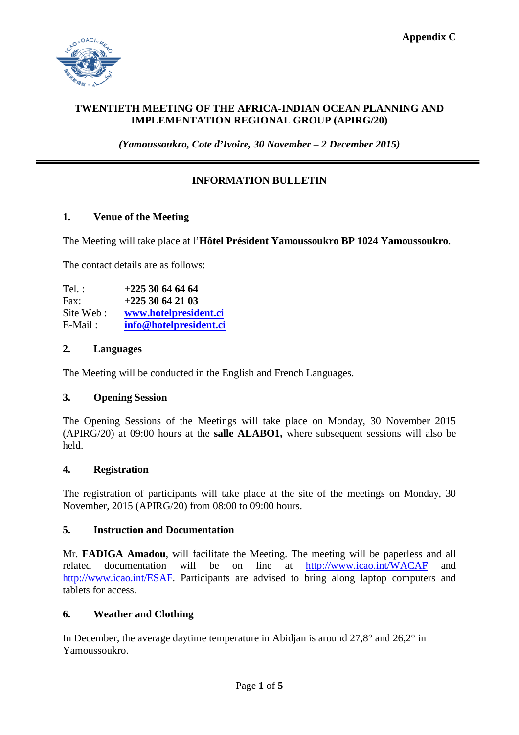**Appendix C**

**TWENTIETH MEETING OF THE AFRICA-INDIAN OCEAN PLANNING AND IMPLEMENTATION REGIONAL GROUP (APIRG/20)**

***(Yamoussoukro, Cote d'Ivoire, 30 November – 2 December 2015)***

---

**INFORMATION BULLETIN**

## 1. Venue of the Meeting

The Meeting will take place at l'**Hôtel Président Yamoussoukro BP 1024 Yamoussoukro**.

The contact details are as follows:

| | |
|---|---|
| Tel. : | +**225 30 64 64 64** |
| Fax: | +**225 30 64 21 03** |
| Site Web : | **www.hotelpresident.ci** |
| E-Mail : | **info@hotelpresident.ci** |

## 2. Languages

The Meeting will be conducted in the English and French Languages.

## 3. Opening Session

The Opening Sessions of the Meetings will take place on Monday, 30 November 2015 (APIRG/20) at 09:00 hours at the **salle ALABO1,** where subsequent sessions will also be held.

## 4. Registration

The registration of participants will take place at the site of the meetings on Monday, 30 November, 2015 (APIRG/20) from 08:00 to 09:00 hours.

## 5. Instruction and Documentation

Mr. **FADIGA Amadou**, will facilitate the Meeting. The meeting will be paperless and all related documentation will be on line at http://www.icao.int/WACAF and http://www.icao.int/ESAF. Participants are advised to bring along laptop computers and tablets for access.

## 6. Weather and Clothing

In December, the average daytime temperature in Abidjan is around 27,8° and 26,2° in Yamoussoukro.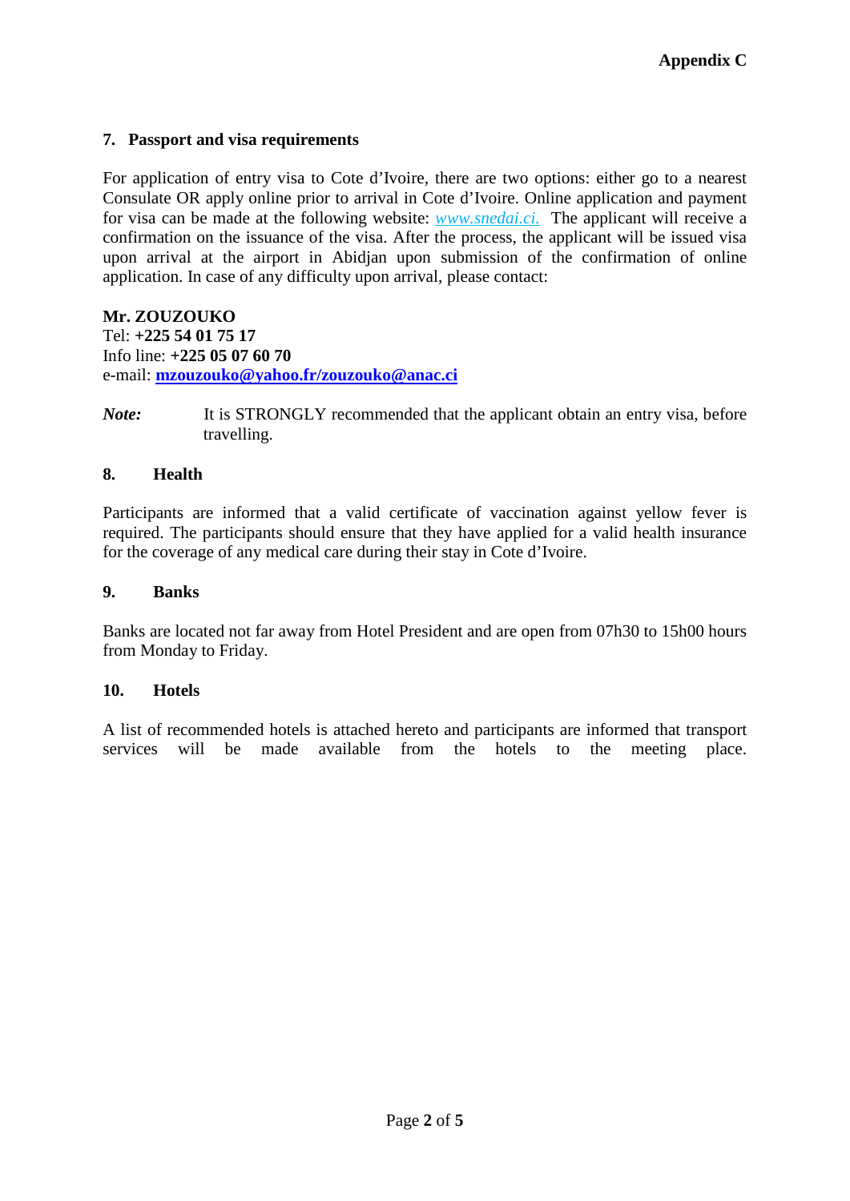**Appendix C**

## 7. Passport and visa requirements

For application of entry visa to Cote d'Ivoire, there are two options: either go to a nearest Consulate OR apply online prior to arrival in Cote d'Ivoire. Online application and payment for visa can be made at the following website: *www.snedai.ci.* The applicant will receive a confirmation on the issuance of the visa. After the process, the applicant will be issued visa upon arrival at the airport in Abidjan upon submission of the confirmation of online application. In case of any difficulty upon arrival, please contact:

**Mr. ZOUZOUKO**
Tel: **+225 54 01 75 17**
Info line: **+225 05 07 60 70**
e-mail: **mzouzouko@yahoo.fr/zouzouko@anac.ci**

***Note:*** It is STRONGLY recommended that the applicant obtain an entry visa, before travelling.

## 8. Health

Participants are informed that a valid certificate of vaccination against yellow fever is required. The participants should ensure that they have applied for a valid health insurance for the coverage of any medical care during their stay in Cote d'Ivoire.

## 9. Banks

Banks are located not far away from Hotel President and are open from 07h30 to 15h00 hours from Monday to Friday.

## 10. Hotels

A list of recommended hotels is attached hereto and participants are informed that transport services will be made available from the hotels to the meeting place.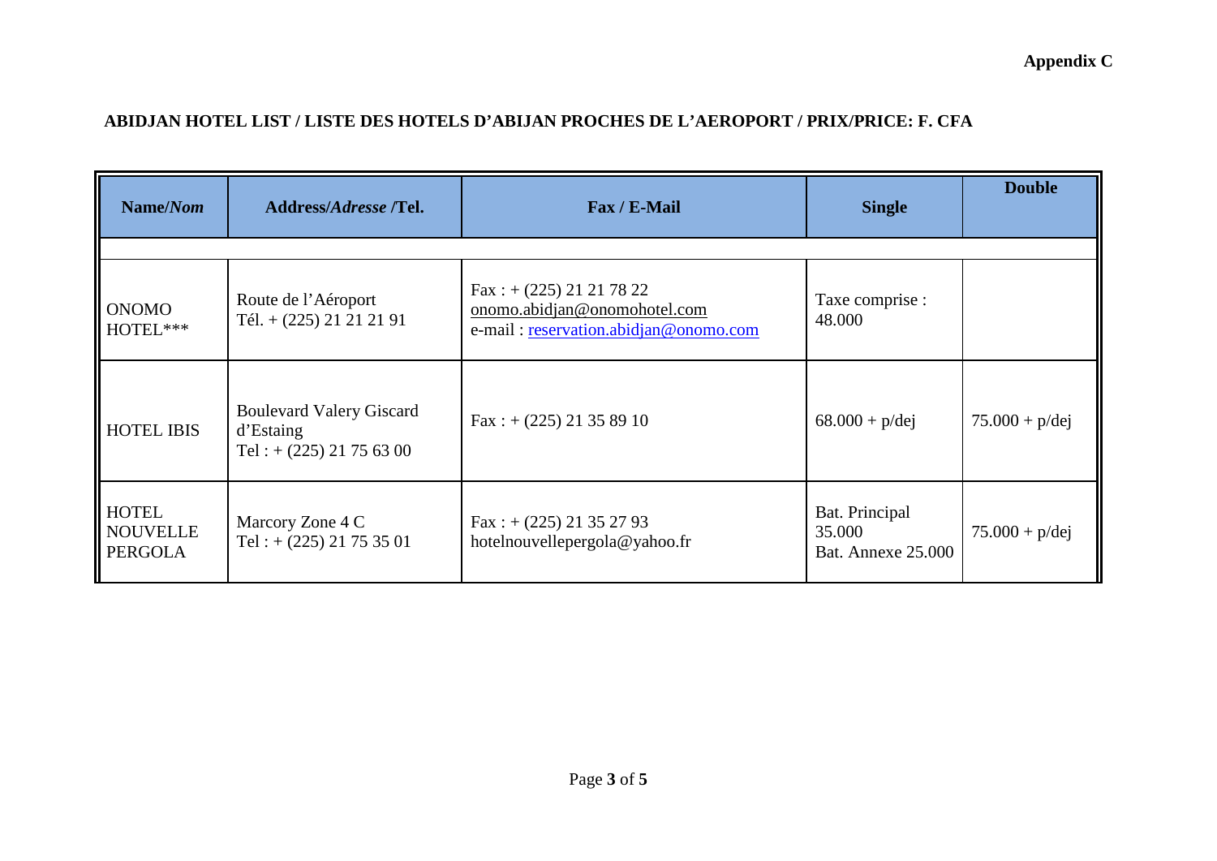**Appendix C**

**ABIDJAN HOTEL LIST / LISTE DES HOTELS D'ABIJAN PROCHES DE L'AEROPORT / PRIX/PRICE: F. CFA**

| **Name/*Nom*** | **Address/*Adresse* /Tel.** | **Fax / E-Mail** | **Single** | **Double** |
|---|---|---|---|---|
| | | | | |
| ONOMO HOTEL*** | Route de l'Aéroport<br>Tél. + (225) 21 21 21 91 | Fax : + (225) 21 21 78 22<br>onomo.abidjan@onomohotel.com<br>e-mail : reservation.abidjan@onomo.com | Taxe comprise :<br>48.000 | |
| HOTEL IBIS | Boulevard Valery Giscard d'Estaing<br>Tel : + (225) 21 75 63 00 | Fax : + (225) 21 35 89 10 | 68.000 + p/dej | 75.000 + p/dej |
| HOTEL NOUVELLE PERGOLA | Marcory Zone 4 C<br>Tel : + (225) 21 75 35 01 | Fax : + (225) 21 35 27 93<br>hotelnouvellepergola@yahoo.fr | Bat. Principal 35.000<br>Bat. Annexe 25.000 | 75.000 + p/dej |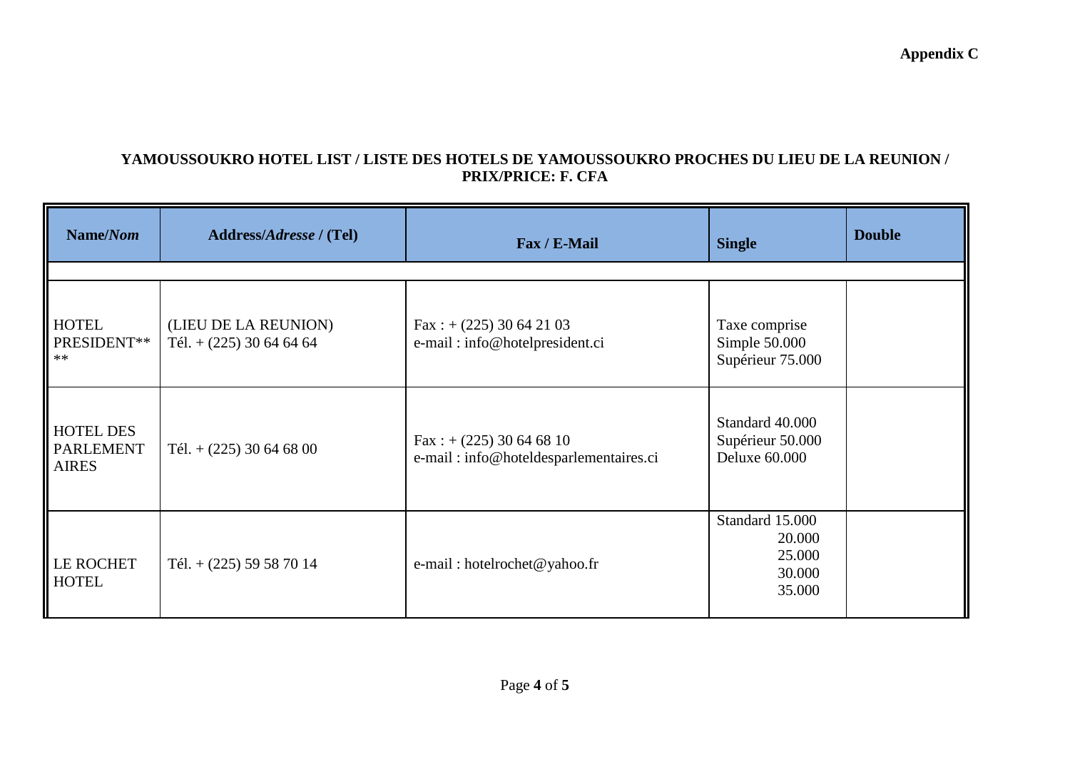**Appendix C**

**YAMOUSSOUKRO HOTEL LIST / LISTE DES HOTELS DE YAMOUSSOUKRO PROCHES DU LIEU DE LA REUNION / PRIX/PRICE: F. CFA**

| **Name/*Nom*** | **Address/*Adresse* / (Tel)** | **Fax / E-Mail** | **Single** | **Double** |
|---|---|---|---|---|
| | | | | |
| HOTEL PRESIDENT**** | (LIEU DE LA REUNION)<br>Tél. + (225) 30 64 64 64 | Fax : + (225) 30 64 21 03<br>e-mail : info@hotelpresident.ci | Taxe comprise<br>Simple 50.000<br>Supérieur 75.000 | |
| HOTEL DES PARLEMENTAIRES | Tél. + (225) 30 64 68 00 | Fax : + (225) 30 64 68 10<br>e-mail : info@hoteldesparlementaires.ci | Standard 40.000<br>Supérieur 50.000<br>Deluxe 60.000 | |
| LE ROCHET HOTEL | Tél. + (225) 59 58 70 14 | e-mail : hotelrochet@yahoo.fr | Standard 15.000<br>20.000<br>25.000<br>30.000<br>35.000 | |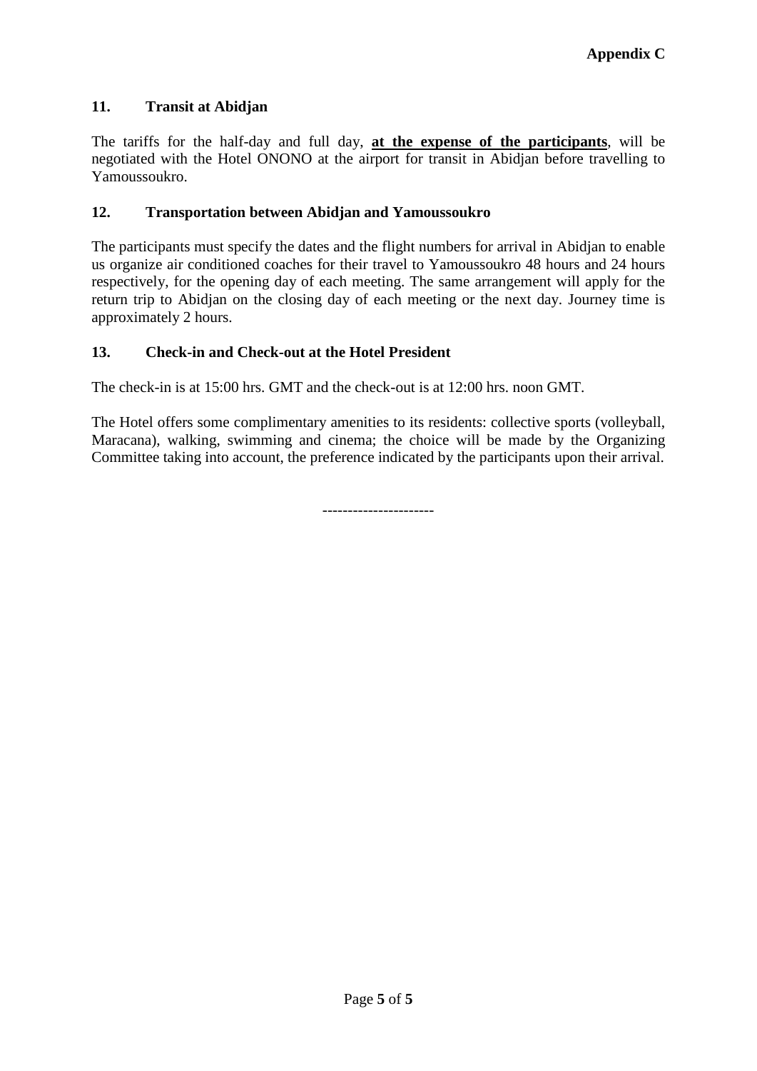**Appendix C**

## 11. Transit at Abidjan

The tariffs for the half-day and full day, **at the expense of the participants**, will be negotiated with the Hotel ONONO at the airport for transit in Abidjan before travelling to Yamoussoukro.

## 12. Transportation between Abidjan and Yamoussoukro

The participants must specify the dates and the flight numbers for arrival in Abidjan to enable us organize air conditioned coaches for their travel to Yamoussoukro 48 hours and 24 hours respectively, for the opening day of each meeting. The same arrangement will apply for the return trip to Abidjan on the closing day of each meeting or the next day. Journey time is approximately 2 hours.

## 13. Check-in and Check-out at the Hotel President

The check-in is at 15:00 hrs. GMT and the check-out is at 12:00 hrs. noon GMT.

The Hotel offers some complimentary amenities to its residents: collective sports (volleyball, Maracana), walking, swimming and cinema; the choice will be made by the Organizing Committee taking into account, the preference indicated by the participants upon their arrival.

---------------------